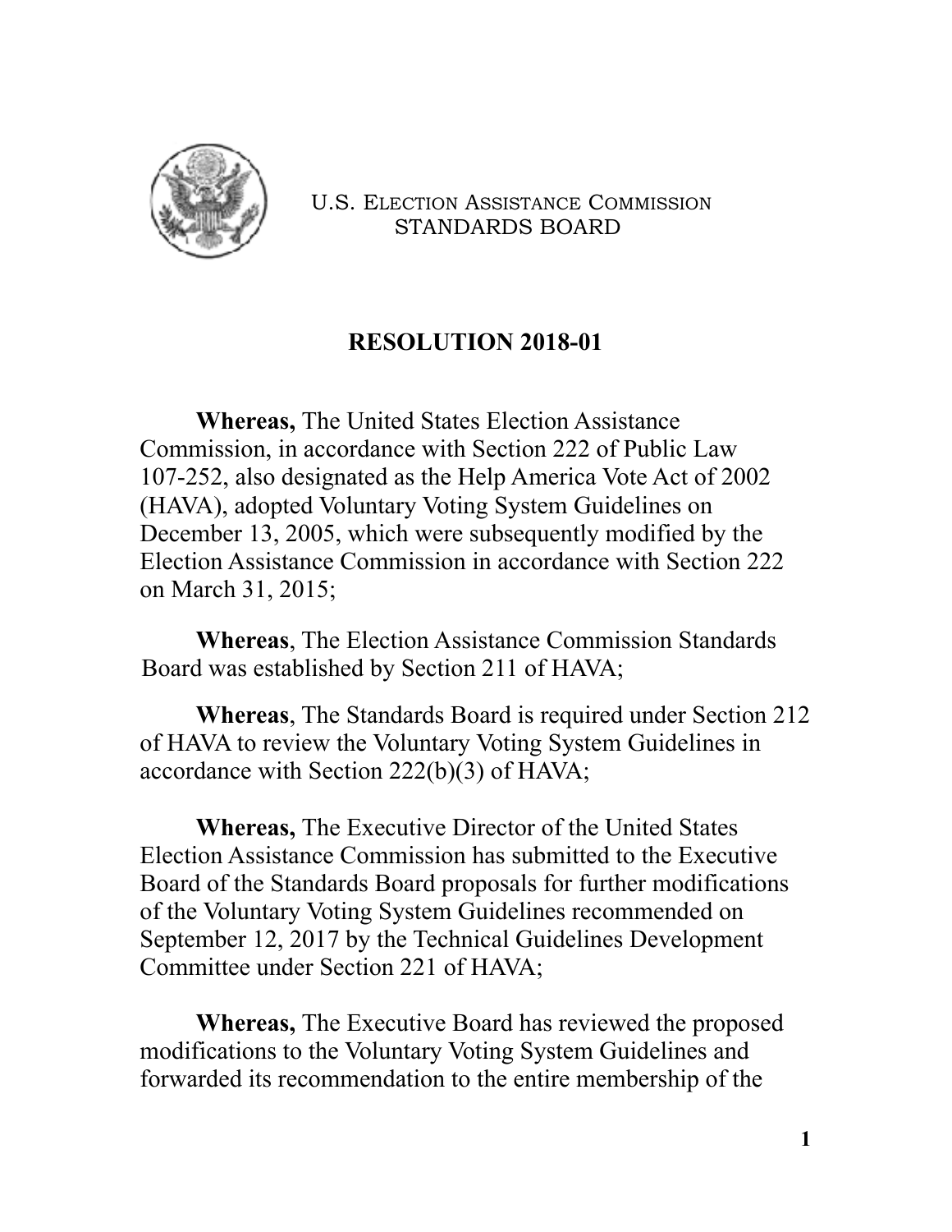U.S. ELECTION ASSISTANCE COMMISSION
STANDARDS BOARD

# RESOLUTION 2018-01

**Whereas,** The United States Election Assistance Commission, in accordance with Section 222 of Public Law 107-252, also designated as the Help America Vote Act of 2002 (HAVA), adopted Voluntary Voting System Guidelines on December 13, 2005, which were subsequently modified by the Election Assistance Commission in accordance with Section 222 on March 31, 2015;

**Whereas**, The Election Assistance Commission Standards Board was established by Section 211 of HAVA;

**Whereas**, The Standards Board is required under Section 212 of HAVA to review the Voluntary Voting System Guidelines in accordance with Section 222(b)(3) of HAVA;

**Whereas,** The Executive Director of the United States Election Assistance Commission has submitted to the Executive Board of the Standards Board proposals for further modifications of the Voluntary Voting System Guidelines recommended on September 12, 2017 by the Technical Guidelines Development Committee under Section 221 of HAVA;

**Whereas,** The Executive Board has reviewed the proposed modifications to the Voluntary Voting System Guidelines and forwarded its recommendation to the entire membership of the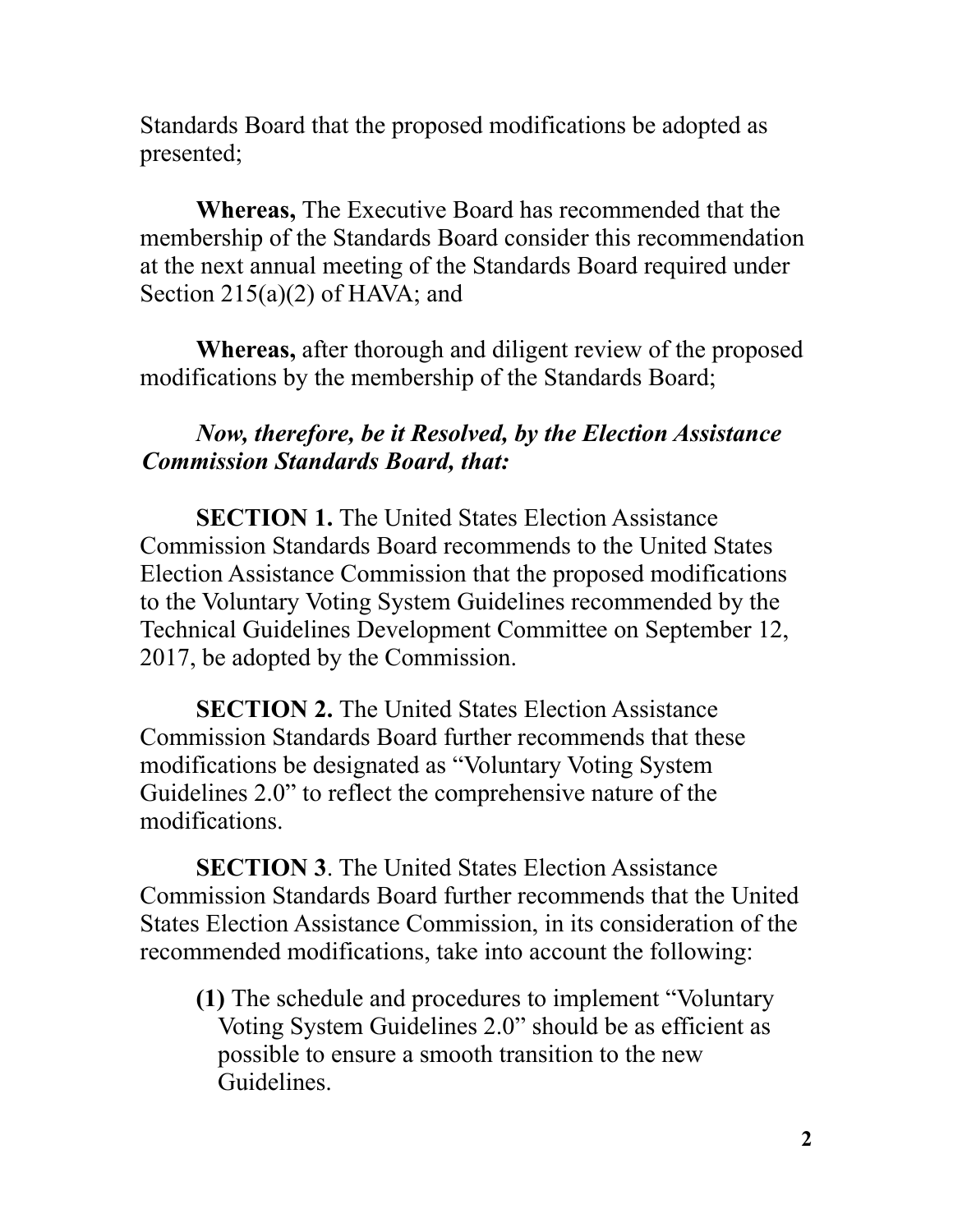Standards Board that the proposed modifications be adopted as presented;

**Whereas,** The Executive Board has recommended that the membership of the Standards Board consider this recommendation at the next annual meeting of the Standards Board required under Section 215(a)(2) of HAVA; and

**Whereas,** after thorough and diligent review of the proposed modifications by the membership of the Standards Board;

***Now, therefore, be it Resolved, by the Election Assistance Commission Standards Board, that:***

**SECTION 1.** The United States Election Assistance Commission Standards Board recommends to the United States Election Assistance Commission that the proposed modifications to the Voluntary Voting System Guidelines recommended by the Technical Guidelines Development Committee on September 12, 2017, be adopted by the Commission.

**SECTION 2.** The United States Election Assistance Commission Standards Board further recommends that these modifications be designated as "Voluntary Voting System Guidelines 2.0" to reflect the comprehensive nature of the modifications.

**SECTION 3**. The United States Election Assistance Commission Standards Board further recommends that the United States Election Assistance Commission, in its consideration of the recommended modifications, take into account the following:

**(1)** The schedule and procedures to implement "Voluntary Voting System Guidelines 2.0" should be as efficient as possible to ensure a smooth transition to the new Guidelines.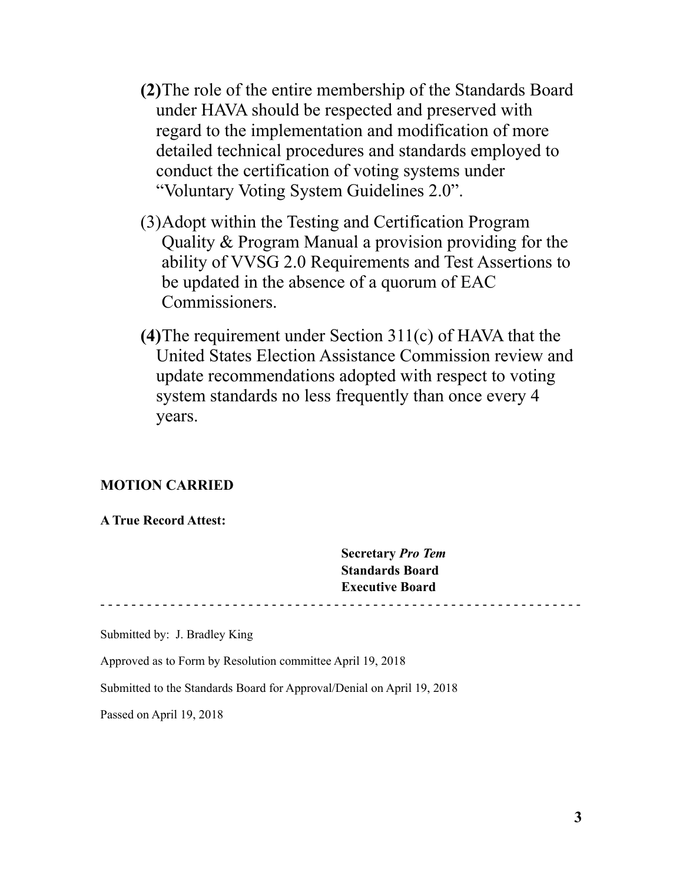**(2)**The role of the entire membership of the Standards Board under HAVA should be respected and preserved with regard to the implementation and modification of more detailed technical procedures and standards employed to conduct the certification of voting systems under "Voluntary Voting System Guidelines 2.0".

(3)Adopt within the Testing and Certification Program Quality & Program Manual a provision providing for the ability of VVSG 2.0 Requirements and Test Assertions to be updated in the absence of a quorum of EAC Commissioners.

**(4)**The requirement under Section 311(c) of HAVA that the United States Election Assistance Commission review and update recommendations adopted with respect to voting system standards no less frequently than once every 4 years.

**MOTION CARRIED**

**A True Record Attest:**

**Secretary *Pro Tem***
**Standards Board**
**Executive Board**

- - - - - - - - - - - - - - - - - - - - - - - - - - - - - - - - - - - - - - - - - - - - - - - - - - - - - - - - - - -

Submitted by: J. Bradley King

Approved as to Form by Resolution committee April 19, 2018

Submitted to the Standards Board for Approval/Denial on April 19, 2018

Passed on April 19, 2018